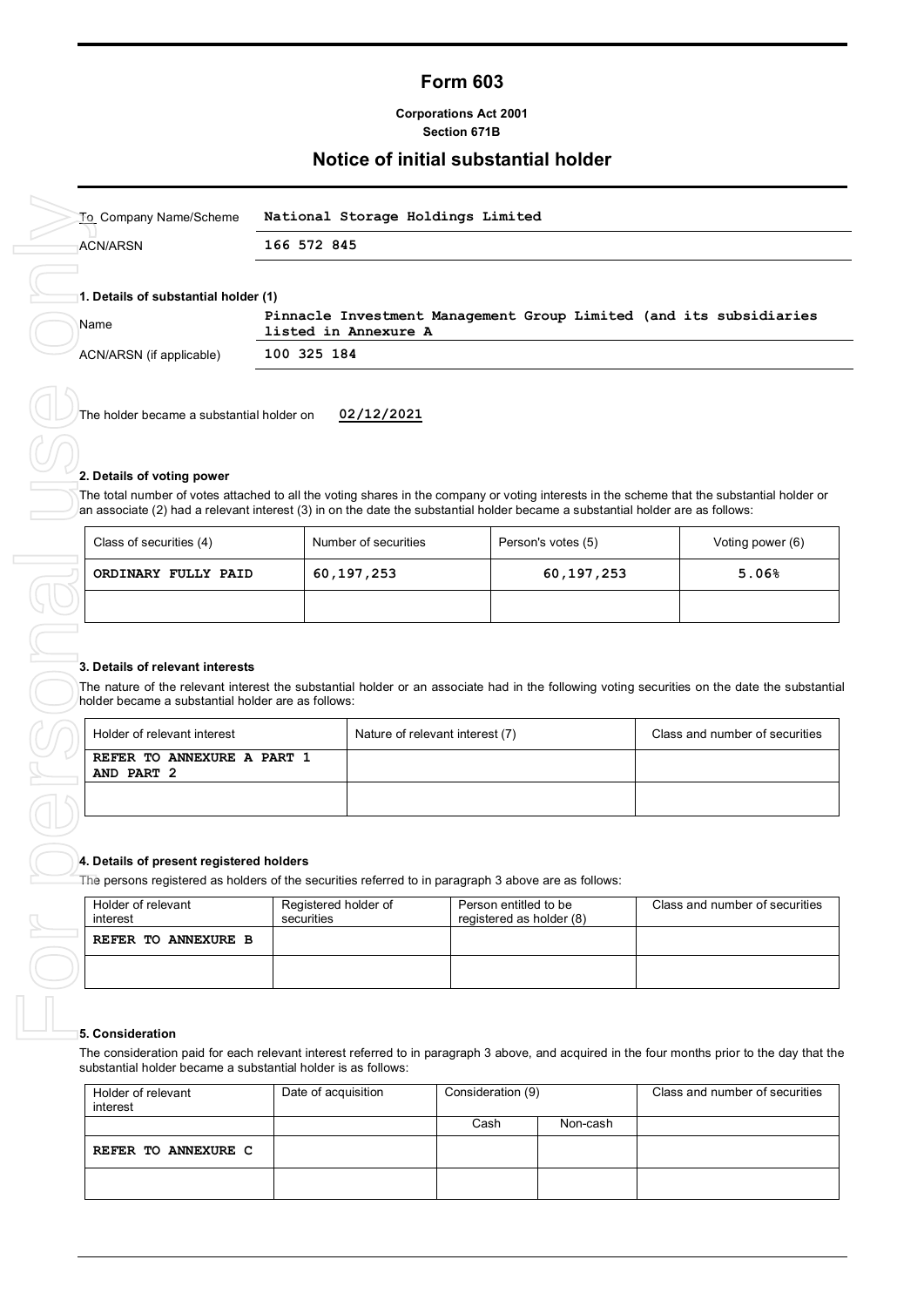# Form 603

**Corporations Act 2001**
**Section 671B**

## Notice of initial substantial holder

| | |
|---|---|
| To Company Name/Scheme | **National Storage Holdings Limited** |
| ACN/ARSN | **166 572 845** |

### 1. Details of substantial holder (1)

| | |
|---|---|
| Name | **Pinnacle Investment Management Group Limited (and its subsidiaries listed in Annexure A** |
| ACN/ARSN (if applicable) | **100 325 184** |

The holder became a substantial holder on **02/12/2021**

### 2. Details of voting power

The total number of votes attached to all the voting shares in the company or voting interests in the scheme that the substantial holder or an associate (2) had a relevant interest (3) in on the date the substantial holder became a substantial holder are as follows:

| Class of securities (4) | Number of securities | Person's votes (5) | Voting power (6) |
|---|---|---|---|
| **ORDINARY FULLY PAID** | **60,197,253** | **60,197,253** | **5.06%** |
| | | | |

### 3. Details of relevant interests

The nature of the relevant interest the substantial holder or an associate had in the following voting securities on the date the substantial holder became a substantial holder are as follows:

| Holder of relevant interest | Nature of relevant interest (7) | Class and number of securities |
|---|---|---|
| **REFER TO ANNEXURE A PART 1 AND PART 2** | | |
| | | |

### 4. Details of present registered holders

The persons registered as holders of the securities referred to in paragraph 3 above are as follows:

| Holder of relevant interest | Registered holder of securities | Person entitled to be registered as holder (8) | Class and number of securities |
|---|---|---|---|
| **REFER TO ANNEXURE B** | | | |
| | | | |

### 5. Consideration

The consideration paid for each relevant interest referred to in paragraph 3 above, and acquired in the four months prior to the day that the substantial holder became a substantial holder is as follows:

| Holder of relevant interest | Date of acquisition | Consideration (9) | | Class and number of securities |
|---|---|---|---|---|
| | | Cash | Non-cash | |
| **REFER TO ANNEXURE C** | | | | |
| | | | | |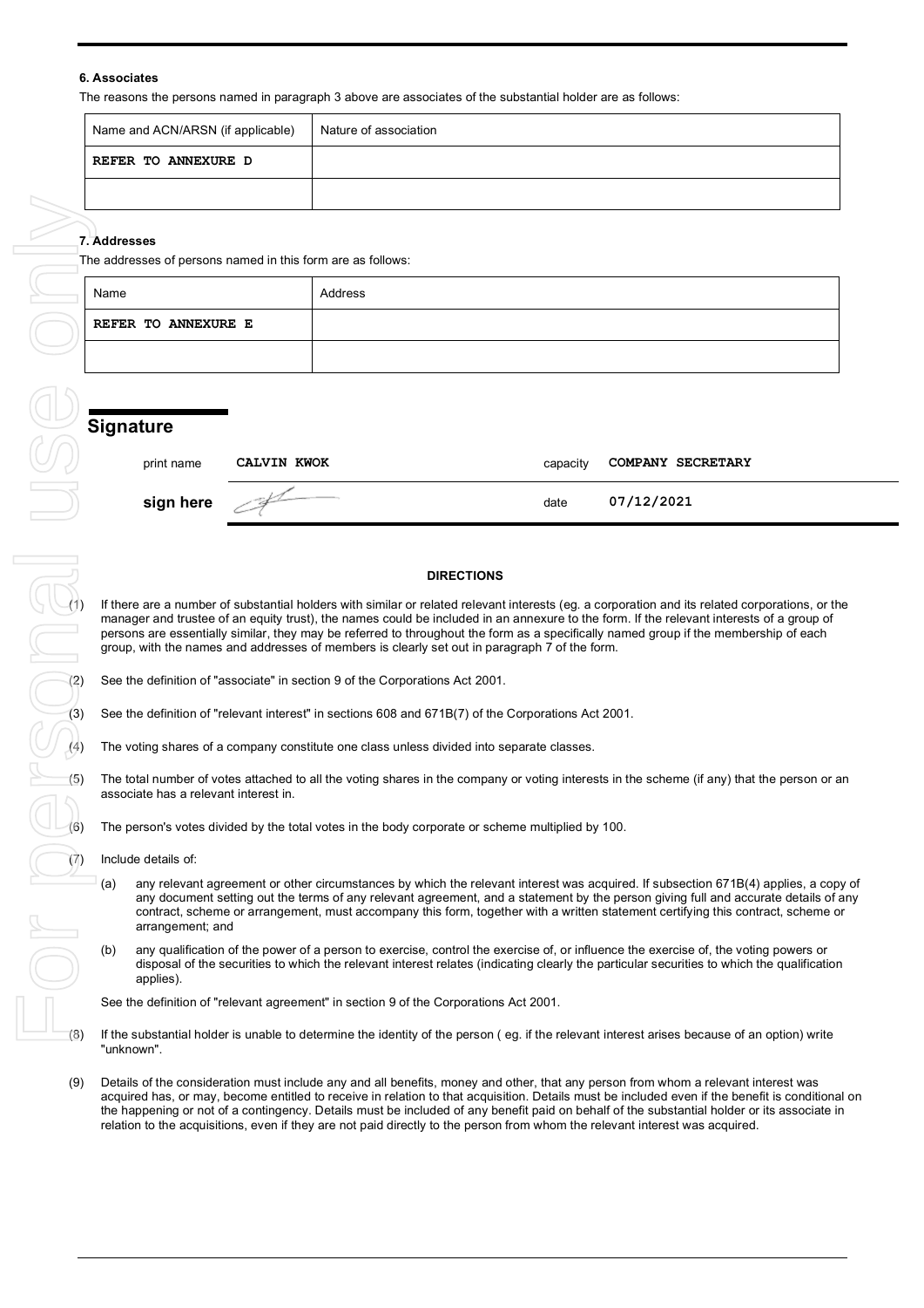### 6. Associates

The reasons the persons named in paragraph 3 above are associates of the substantial holder are as follows:

| Name and ACN/ARSN (if applicable) | Nature of association |
|---|---|
| REFER TO ANNEXURE D | |
| | |

### 7. Addresses

The addresses of persons named in this form are as follows:

| Name | Address |
|---|---|
| REFER TO ANNEXURE E | |
| | |

## Signature

| print name | CALVIN KWOK | capacity | COMPANY SECRETARY |
|---|---|---|---|
| **sign here** | | date | 07/12/2021 |

#### DIRECTIONS

(1) If there are a number of substantial holders with similar or related relevant interests (eg. a corporation and its related corporations, or the manager and trustee of an equity trust), the names could be included in an annexure to the form. If the relevant interests of a group of persons are essentially similar, they may be referred to throughout the form as a specifically named group if the membership of each group, with the names and addresses of members is clearly set out in paragraph 7 of the form.

(2) See the definition of "associate" in section 9 of the Corporations Act 2001.

(3) See the definition of "relevant interest" in sections 608 and 671B(7) of the Corporations Act 2001.

(4) The voting shares of a company constitute one class unless divided into separate classes.

(5) The total number of votes attached to all the voting shares in the company or voting interests in the scheme (if any) that the person or an associate has a relevant interest in.

(6) The person's votes divided by the total votes in the body corporate or scheme multiplied by 100.

(7) Include details of:

(a) any relevant agreement or other circumstances by which the relevant interest was acquired. If subsection 671B(4) applies, a copy of any document setting out the terms of any relevant agreement, and a statement by the person giving full and accurate details of any contract, scheme or arrangement, must accompany this form, together with a written statement certifying this contract, scheme or arrangement; and

(b) any qualification of the power of a person to exercise, control the exercise of, or influence the exercise of, the voting powers or disposal of the securities to which the relevant interest relates (indicating clearly the particular securities to which the qualification applies).

See the definition of "relevant agreement" in section 9 of the Corporations Act 2001.

(8) If the substantial holder is unable to determine the identity of the person ( eg. if the relevant interest arises because of an option) write "unknown".

(9) Details of the consideration must include any and all benefits, money and other, that any person from whom a relevant interest was acquired has, or may, become entitled to receive in relation to that acquisition. Details must be included even if the benefit is conditional on the happening or not of a contingency. Details must be included of any benefit paid on behalf of the substantial holder or its associate in relation to the acquisitions, even if they are not paid directly to the person from whom the relevant interest was acquired.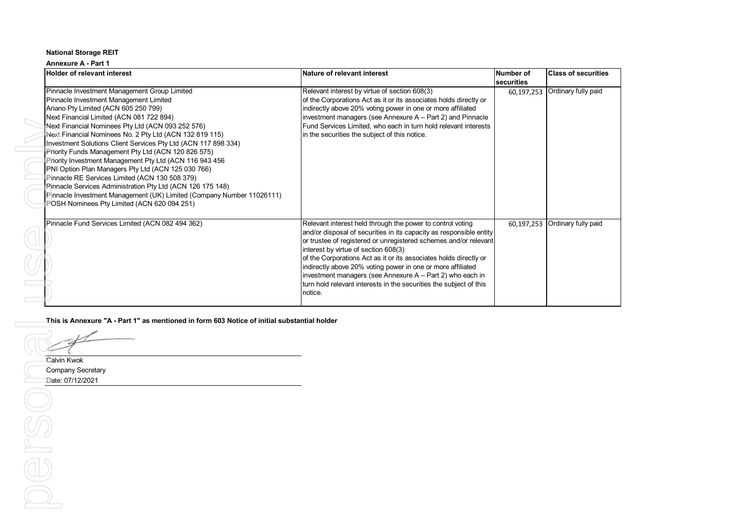**National Storage REIT**

**Annexure A - Part 1**

| Holder of relevant interest | Nature of relevant interest | Number of securities | Class of securities |
|---|---|---|---|
| Pinnacle Investment Management Group Limited<br>Pinnacle Investment Management Limited<br>Ariano Pty Limited (ACN 605 250 799)<br>Next Financial Limited (ACN 081 722 894)<br>Next Financial Nominees Pty Ltd (ACN 093 252 576)<br>Next Financial Nominees No. 2 Pty Ltd (ACN 132 819 115)<br>Investment Solutions Client Services Pty Ltd (ACN 117 898 334)<br>Priority Funds Management Pty Ltd (ACN 120 826 575)<br>Priority Investment Management Pty Ltd (ACN 116 943 456<br>PNI Option Plan Managers Pty Ltd (ACN 125 030 766)<br>Pinnacle RE Services Limited (ACN 130 508 379)<br>Pinnacle Services Administration Pty Ltd (ACN 126 175 148)<br>Pinnacle Investment Management (UK) Limited (Company Number 11026111)<br>POSH Nominees Pty Limited (ACN 620 094 251) | Relevant interest by virtue of section 608(3) of the Corporations Act as it or its associates holds directly or indirectly above 20% voting power in one or more affiliated investment managers (see Annexure A – Part 2) and Pinnacle Fund Services Limited, who each in turn hold relevant interests in the securities the subject of this notice. | 60,197,253 | Ordinary fully paid |
| Pinnacle Fund Services Limited (ACN 082 494 362) | Relevant interest held through the power to control voting and/or disposal of securities in its capacity as responsible entity or trustee of registered or unregistered schemes and/or relevant interest by virtue of section 608(3) of the Corporations Act as it or its associates holds directly or indirectly above 20% voting power in one or more affiliated investment managers (see Annexure A – Part 2) who each in turn hold relevant interests in the securities the subject of this notice. | 60,197,253 | Ordinary fully paid |

**This is Annexure "A - Part 1" as mentioned in form 603 Notice of initial substantial holder**

Calvin Kwok
Company Secretary
Date: 07/12/2021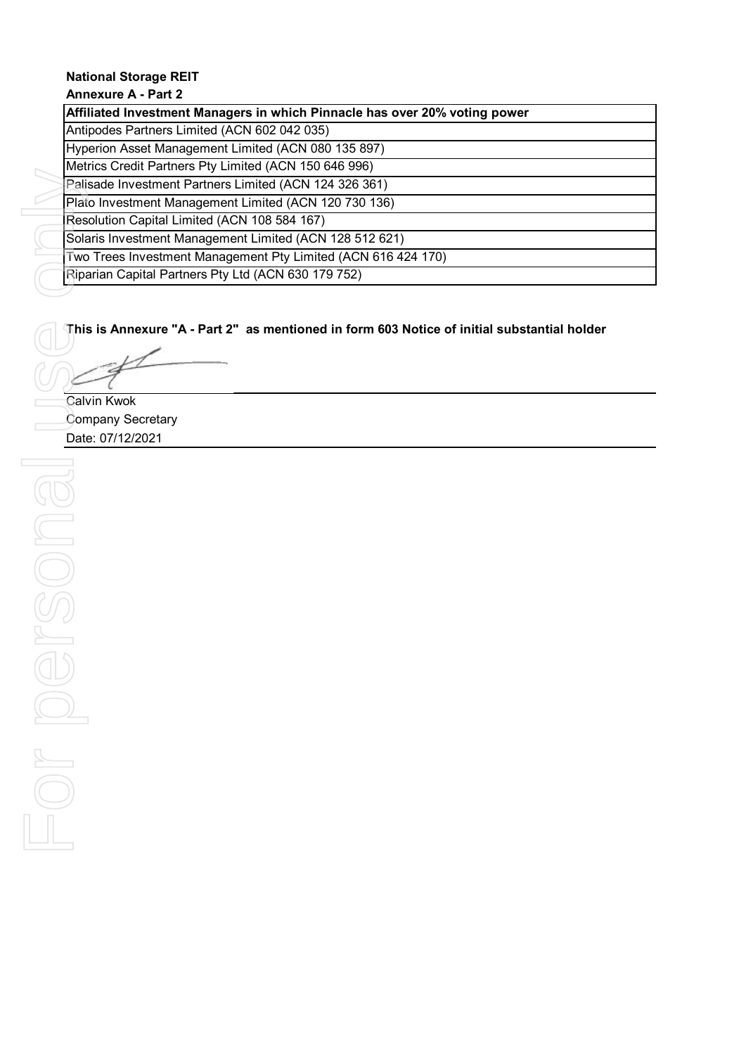**National Storage REIT**

**Annexure A - Part 2**

| **Affiliated Investment Managers in which Pinnacle has over 20% voting power** |
|---|
| Antipodes Partners Limited (ACN 602 042 035) |
| Hyperion Asset Management Limited (ACN 080 135 897) |
| Metrics Credit Partners Pty Limited (ACN 150 646 996) |
| Palisade Investment Partners Limited (ACN 124 326 361) |
| Plato Investment Management Limited (ACN 120 730 136) |
| Resolution Capital Limited (ACN 108 584 167) |
| Solaris Investment Management Limited (ACN 128 512 621) |
| Two Trees Investment Management Pty Limited (ACN 616 424 170) |
| Riparian Capital Partners Pty Ltd (ACN 630 179 752) |

**This is Annexure "A - Part 2" as mentioned in form 603 Notice of initial substantial holder**

Calvin Kwok
Company Secretary
Date: 07/12/2021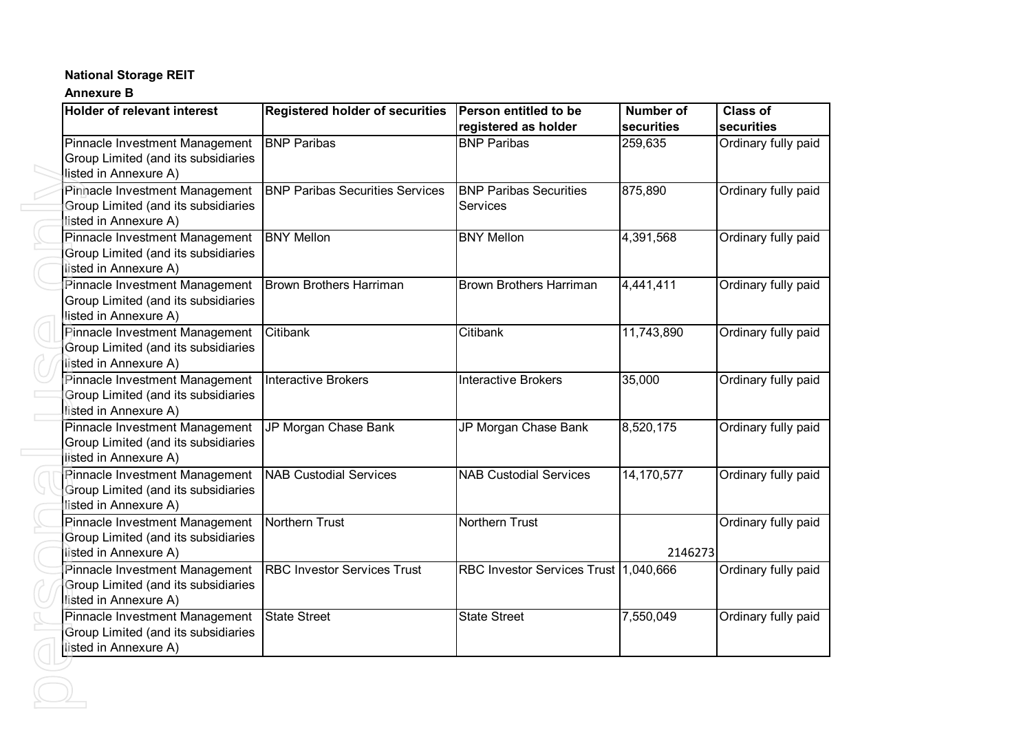**National Storage REIT**

**Annexure B**

| Holder of relevant interest | Registered holder of securities | Person entitled to be registered as holder | Number of securities | Class of securities |
|---|---|---|---|---|
| Pinnacle Investment Management Group Limited (and its subsidiaries listed in Annexure A) | BNP Paribas | BNP Paribas | 259,635 | Ordinary fully paid |
| Pinnacle Investment Management Group Limited (and its subsidiaries listed in Annexure A) | BNP Paribas Securities Services | BNP Paribas Securities Services | 875,890 | Ordinary fully paid |
| Pinnacle Investment Management Group Limited (and its subsidiaries listed in Annexure A) | BNY Mellon | BNY Mellon | 4,391,568 | Ordinary fully paid |
| Pinnacle Investment Management Group Limited (and its subsidiaries listed in Annexure A) | Brown Brothers Harriman | Brown Brothers Harriman | 4,441,411 | Ordinary fully paid |
| Pinnacle Investment Management Group Limited (and its subsidiaries listed in Annexure A) | Citibank | Citibank | 11,743,890 | Ordinary fully paid |
| Pinnacle Investment Management Group Limited (and its subsidiaries listed in Annexure A) | Interactive Brokers | Interactive Brokers | 35,000 | Ordinary fully paid |
| Pinnacle Investment Management Group Limited (and its subsidiaries listed in Annexure A) | JP Morgan Chase Bank | JP Morgan Chase Bank | 8,520,175 | Ordinary fully paid |
| Pinnacle Investment Management Group Limited (and its subsidiaries listed in Annexure A) | NAB Custodial Services | NAB Custodial Services | 14,170,577 | Ordinary fully paid |
| Pinnacle Investment Management Group Limited (and its subsidiaries listed in Annexure A) | Northern Trust | Northern Trust | 2146273 | Ordinary fully paid |
| Pinnacle Investment Management Group Limited (and its subsidiaries listed in Annexure A) | RBC Investor Services Trust | RBC Investor Services Trust | 1,040,666 | Ordinary fully paid |
| Pinnacle Investment Management Group Limited (and its subsidiaries listed in Annexure A) | State Street | State Street | 7,550,049 | Ordinary fully paid |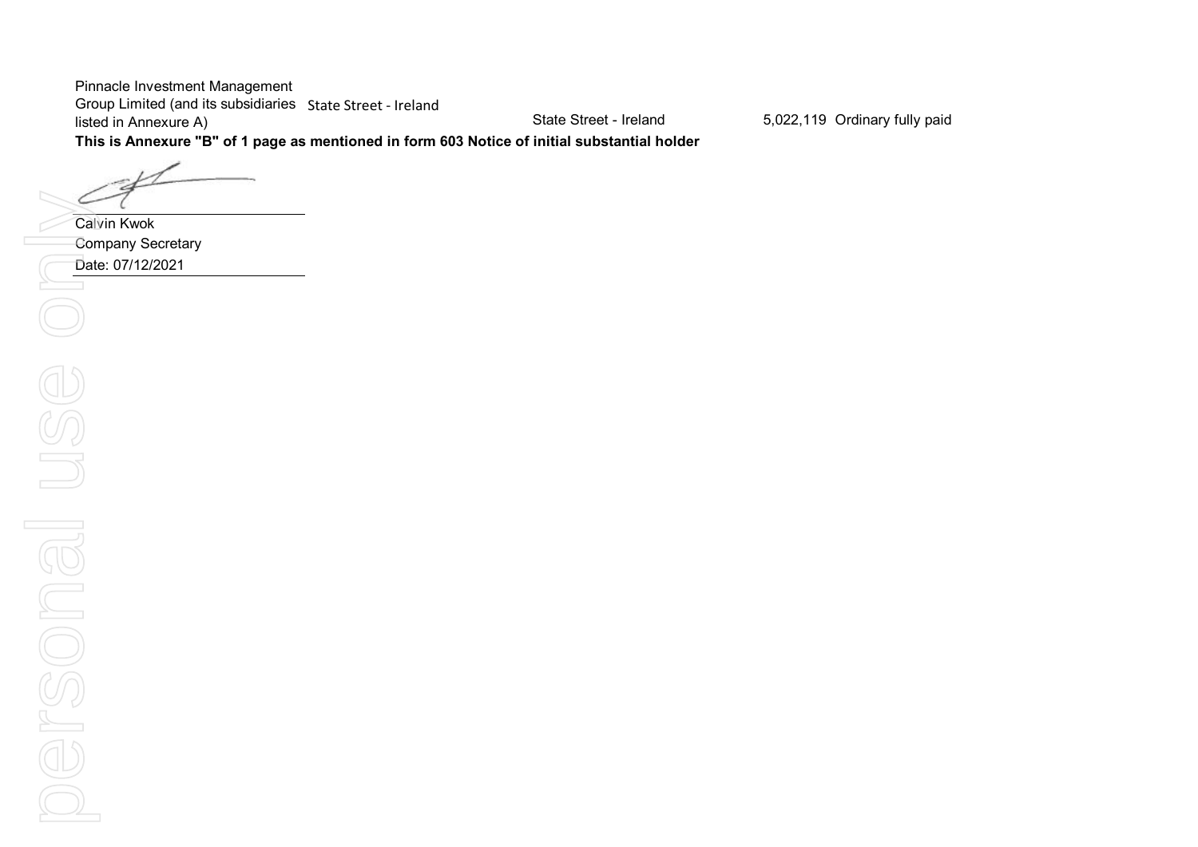| | | | |
|---|---|---|---|
| Pinnacle Investment Management Group Limited (and its subsidiaries listed in Annexure A) | State Street - Ireland | State Street - Ireland | 5,022,119 Ordinary fully paid |

**This is Annexure "B" of 1 page as mentioned in form 603 Notice of initial substantial holder**

Calvin Kwok
Company Secretary
Date: 07/12/2021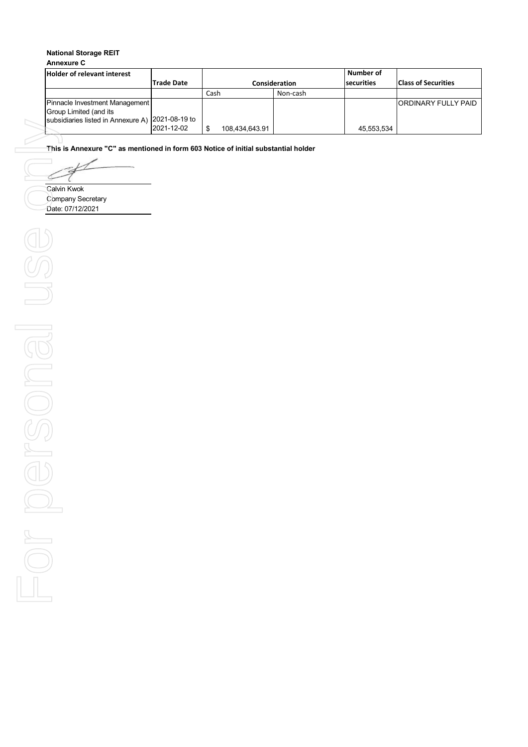**National Storage REIT**

**Annexure C**

| Holder of relevant interest | Trade Date | Consideration | | Number of securities | Class of Securities |
|---|---|---|---|---|---|
| | | Cash | Non-cash | | |
| Pinnacle Investment Management Group Limited (and its subsidiaries listed in Annexure A) | 2021-08-19 to 2021-12-02 | $ 108,434,643.91 | | 45,553,534 | ORDINARY FULLY PAID |

**This is Annexure "C" as mentioned in form 603 Notice of initial substantial holder**

Calvin Kwok
Company Secretary
Date: 07/12/2021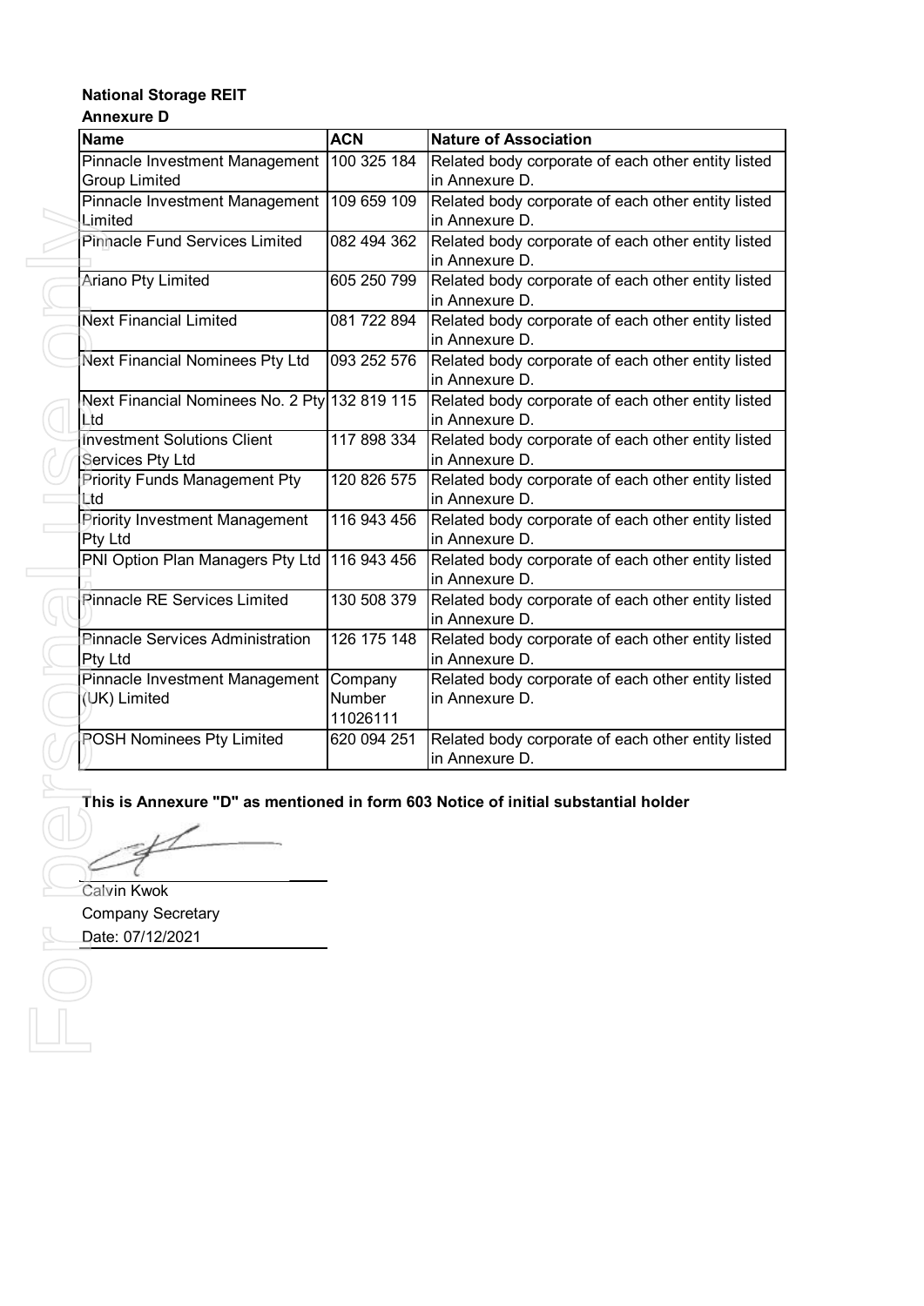**National Storage REIT**

**Annexure D**

| Name | ACN | Nature of Association |
| --- | --- | --- |
| Pinnacle Investment Management Group Limited | 100 325 184 | Related body corporate of each other entity listed in Annexure D. |
| Pinnacle Investment Management Limited | 109 659 109 | Related body corporate of each other entity listed in Annexure D. |
| Pinnacle Fund Services Limited | 082 494 362 | Related body corporate of each other entity listed in Annexure D. |
| Ariano Pty Limited | 605 250 799 | Related body corporate of each other entity listed in Annexure D. |
| Next Financial Limited | 081 722 894 | Related body corporate of each other entity listed in Annexure D. |
| Next Financial Nominees Pty Ltd | 093 252 576 | Related body corporate of each other entity listed in Annexure D. |
| Next Financial Nominees No. 2 Pty Ltd | 132 819 115 | Related body corporate of each other entity listed in Annexure D. |
| Investment Solutions Client Services Pty Ltd | 117 898 334 | Related body corporate of each other entity listed in Annexure D. |
| Priority Funds Management Pty Ltd | 120 826 575 | Related body corporate of each other entity listed in Annexure D. |
| Priority Investment Management Pty Ltd | 116 943 456 | Related body corporate of each other entity listed in Annexure D. |
| PNI Option Plan Managers Pty Ltd | 116 943 456 | Related body corporate of each other entity listed in Annexure D. |
| Pinnacle RE Services Limited | 130 508 379 | Related body corporate of each other entity listed in Annexure D. |
| Pinnacle Services Administration Pty Ltd | 126 175 148 | Related body corporate of each other entity listed in Annexure D. |
| Pinnacle Investment Management (UK) Limited | Company Number 11026111 | Related body corporate of each other entity listed in Annexure D. |
| POSH Nominees Pty Limited | 620 094 251 | Related body corporate of each other entity listed in Annexure D. |

**This is Annexure "D" as mentioned in form 603 Notice of initial substantial holder**

Calvin Kwok
Company Secretary
Date: 07/12/2021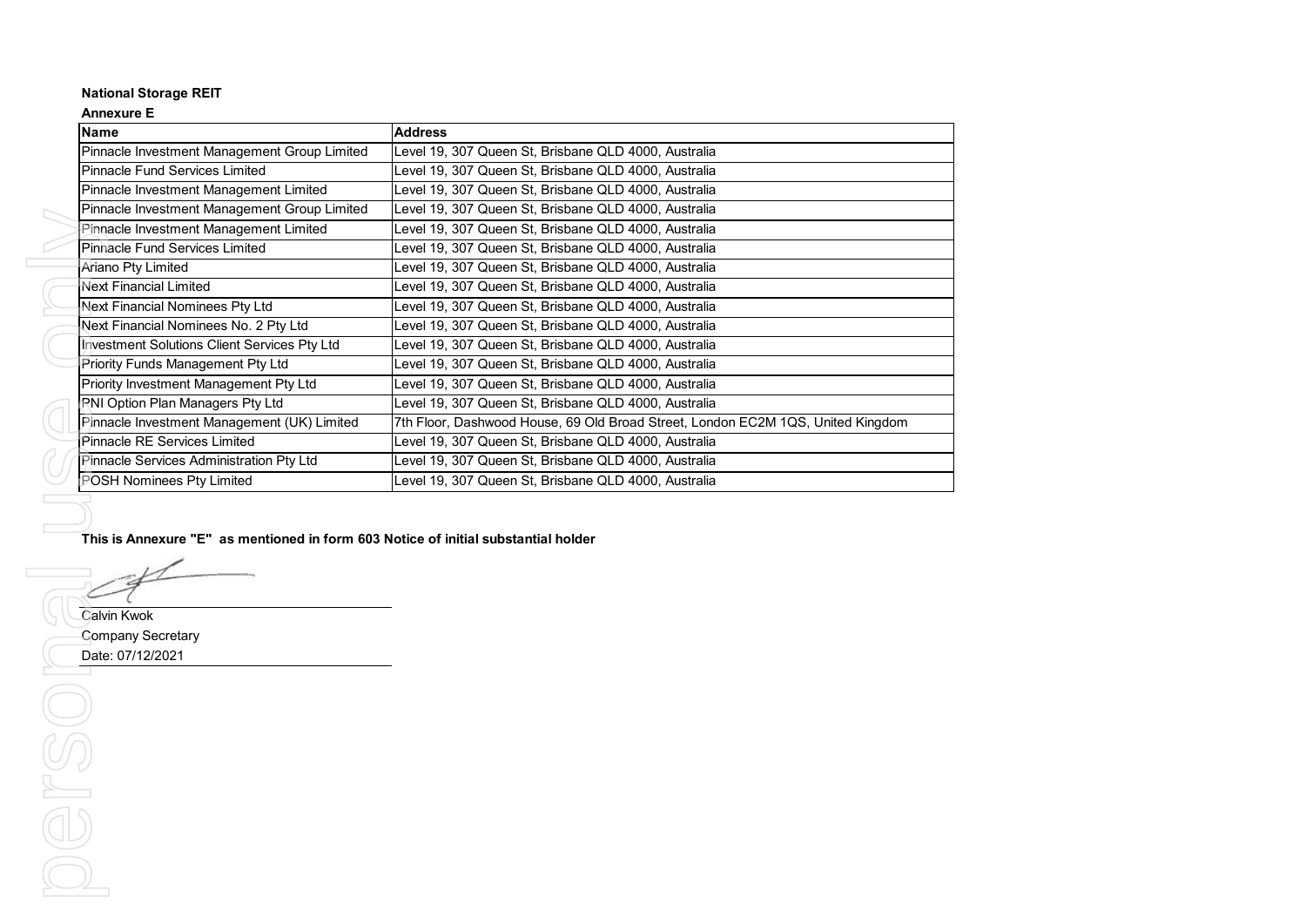**National Storage REIT**

**Annexure E**

| Name | Address |
|---|---|
| Pinnacle Investment Management Group Limited | Level 19, 307 Queen St, Brisbane QLD 4000, Australia |
| Pinnacle Fund Services Limited | Level 19, 307 Queen St, Brisbane QLD 4000, Australia |
| Pinnacle Investment Management Limited | Level 19, 307 Queen St, Brisbane QLD 4000, Australia |
| Pinnacle Investment Management Group Limited | Level 19, 307 Queen St, Brisbane QLD 4000, Australia |
| Pinnacle Investment Management Limited | Level 19, 307 Queen St, Brisbane QLD 4000, Australia |
| Pinnacle Fund Services Limited | Level 19, 307 Queen St, Brisbane QLD 4000, Australia |
| Ariano Pty Limited | Level 19, 307 Queen St, Brisbane QLD 4000, Australia |
| Next Financial Limited | Level 19, 307 Queen St, Brisbane QLD 4000, Australia |
| Next Financial Nominees Pty Ltd | Level 19, 307 Queen St, Brisbane QLD 4000, Australia |
| Next Financial Nominees No. 2 Pty Ltd | Level 19, 307 Queen St, Brisbane QLD 4000, Australia |
| Investment Solutions Client Services Pty Ltd | Level 19, 307 Queen St, Brisbane QLD 4000, Australia |
| Priority Funds Management Pty Ltd | Level 19, 307 Queen St, Brisbane QLD 4000, Australia |
| Priority Investment Management Pty Ltd | Level 19, 307 Queen St, Brisbane QLD 4000, Australia |
| PNI Option Plan Managers Pty Ltd | Level 19, 307 Queen St, Brisbane QLD 4000, Australia |
| Pinnacle Investment Management (UK) Limited | 7th Floor, Dashwood House, 69 Old Broad Street, London EC2M 1QS, United Kingdom |
| Pinnacle RE Services Limited | Level 19, 307 Queen St, Brisbane QLD 4000, Australia |
| Pinnacle Services Administration Pty Ltd | Level 19, 307 Queen St, Brisbane QLD 4000, Australia |
| POSH Nominees Pty Limited | Level 19, 307 Queen St, Brisbane QLD 4000, Australia |

**This is Annexure "E" as mentioned in form 603 Notice of initial substantial holder**

Calvin Kwok
Company Secretary
Date: 07/12/2021